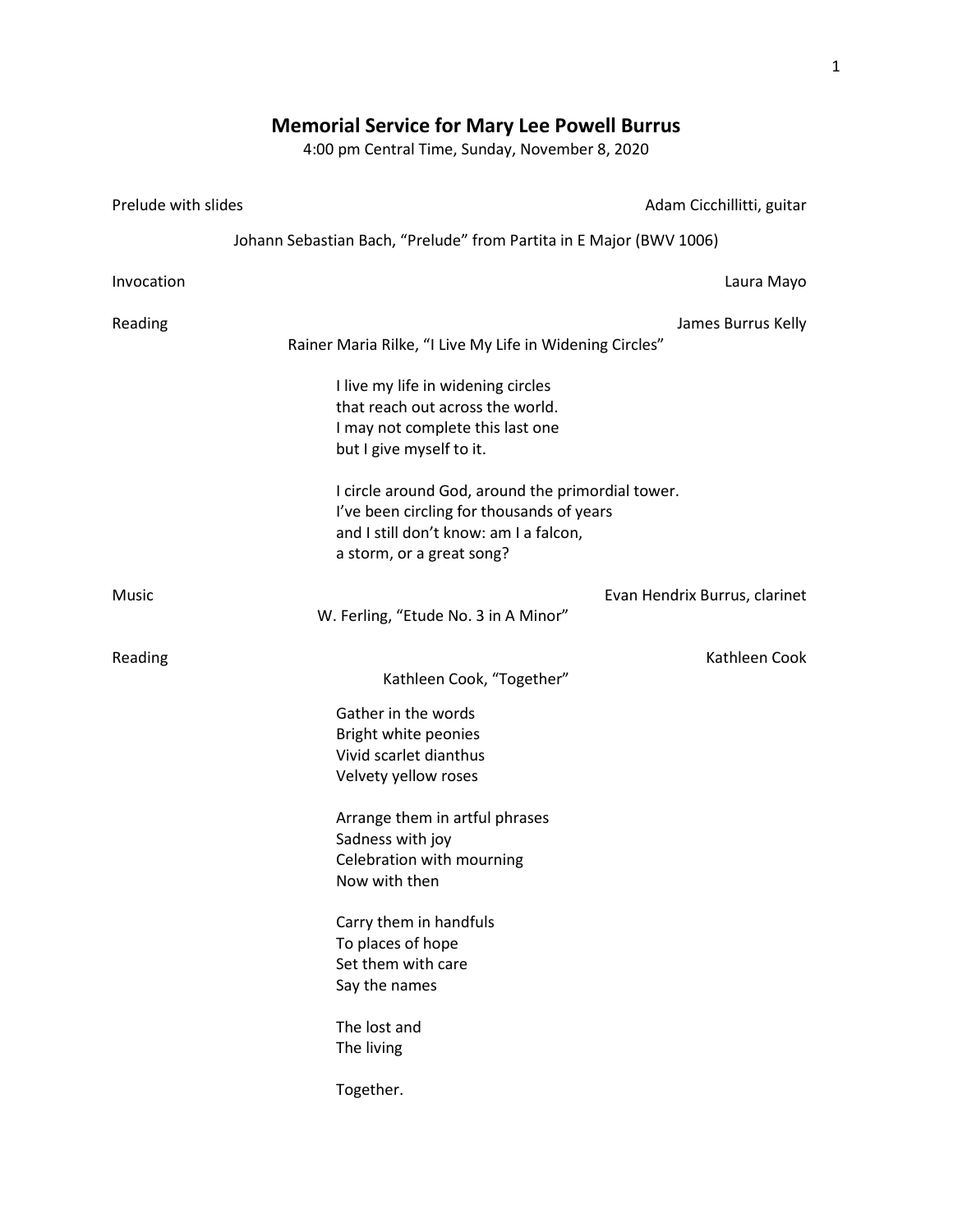# Memorial Service for Mary Lee Powell Burrus

4:00 pm Central Time, Sunday, November 8, 2020

Prelude with slides — Adam Cicchillitti, guitar

Johann Sebastian Bach, "Prelude" from Partita in E Major (BWV 1006)

Invocation — Laura Mayo

Reading — James Burrus Kelly

Rainer Maria Rilke, "I Live My Life in Widening Circles"

I live my life in widening circles  
that reach out across the world.  
I may not complete this last one  
but I give myself to it.

I circle around God, around the primordial tower.  
I've been circling for thousands of years  
and I still don't know: am I a falcon,  
a storm, or a great song?

Music — Evan Hendrix Burrus, clarinet

W. Ferling, "Etude No. 3 in A Minor"

Reading — Kathleen Cook

Kathleen Cook, "Together"

Gather in the words  
Bright white peonies  
Vivid scarlet dianthus  
Velvety yellow roses

Arrange them in artful phrases  
Sadness with joy  
Celebration with mourning  
Now with then

Carry them in handfuls  
To places of hope  
Set them with care  
Say the names

The lost and  
The living

Together.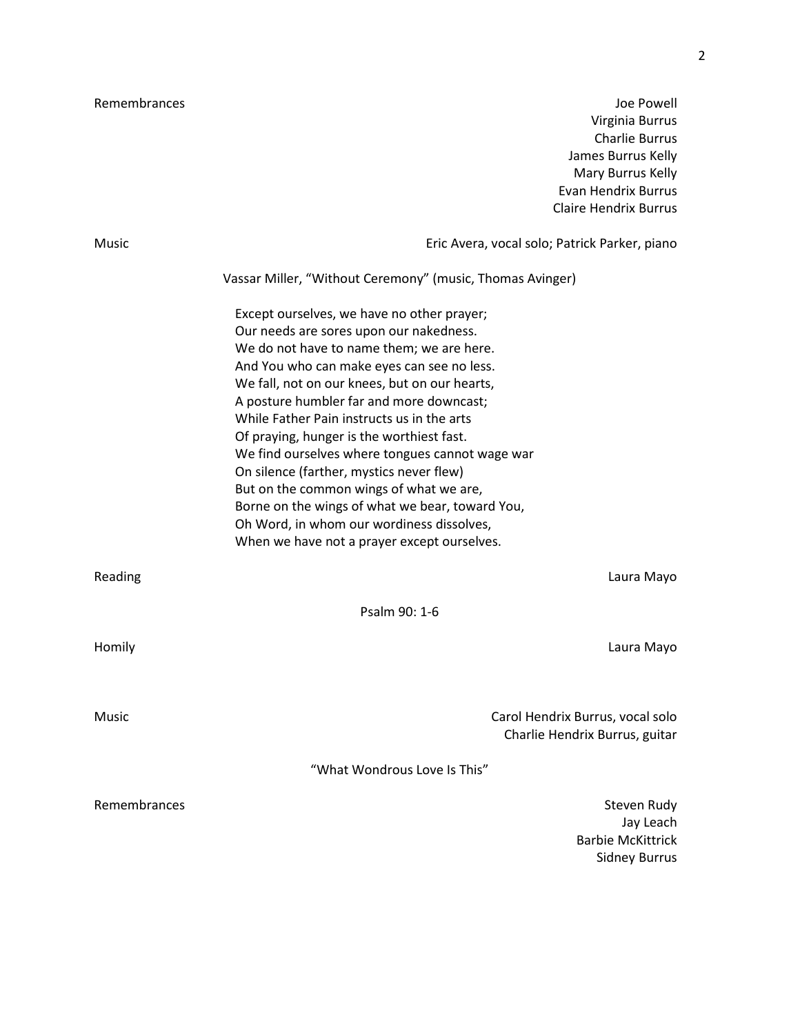Remembrances — Joe Powell
Virginia Burrus
Charlie Burrus
James Burrus Kelly
Mary Burrus Kelly
Evan Hendrix Burrus
Claire Hendrix Burrus

Music — Eric Avera, vocal solo; Patrick Parker, piano

Vassar Miller, "Without Ceremony" (music, Thomas Avinger)

Except ourselves, we have no other prayer;
Our needs are sores upon our nakedness.
We do not have to name them; we are here.
And You who can make eyes can see no less.
We fall, not on our knees, but on our hearts,
A posture humbler far and more downcast;
While Father Pain instructs us in the arts
Of praying, hunger is the worthiest fast.
We find ourselves where tongues cannot wage war
On silence (farther, mystics never flew)
But on the common wings of what we are,
Borne on the wings of what we bear, toward You,
Oh Word, in whom our wordiness dissolves,
When we have not a prayer except ourselves.

Reading — Laura Mayo

Psalm 90: 1-6

Homily — Laura Mayo

Music — Carol Hendrix Burrus, vocal solo
Charlie Hendrix Burrus, guitar

"What Wondrous Love Is This"

Remembrances — Steven Rudy
Jay Leach
Barbie McKittrick
Sidney Burrus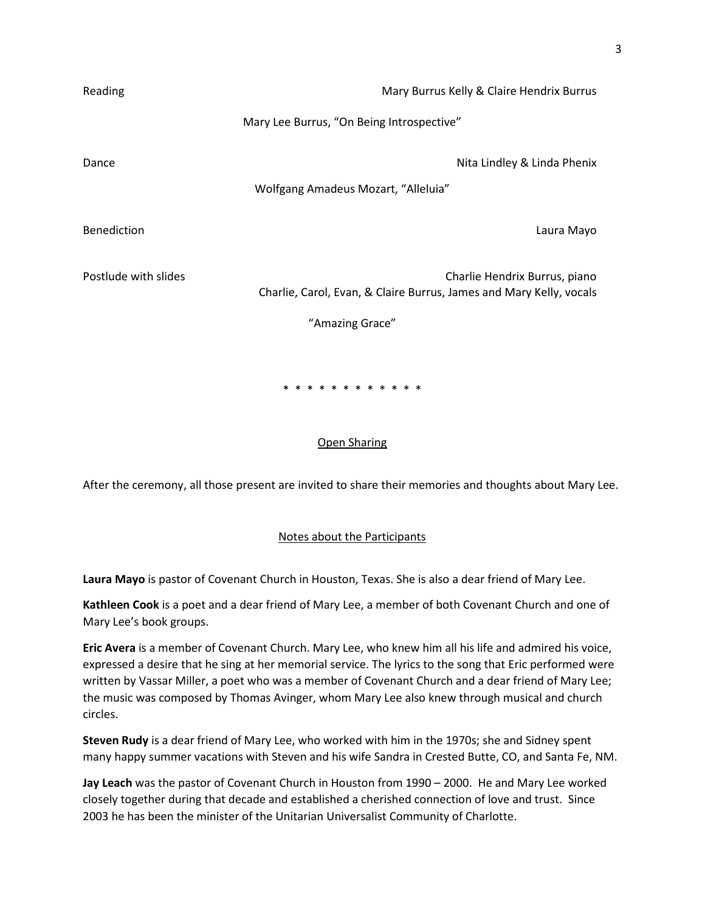Reading — Mary Burrus Kelly & Claire Hendrix Burrus

Mary Lee Burrus, "On Being Introspective"

Dance — Nita Lindley & Linda Phenix

Wolfgang Amadeus Mozart, "Alleluia"

Benediction — Laura Mayo

Postlude with slides — Charlie Hendrix Burrus, piano
Charlie, Carol, Evan, & Claire Burrus, James and Mary Kelly, vocals

"Amazing Grace"

\* \* \* \* \* \* \* \* \* \* \* \* \*

## Open Sharing

After the ceremony, all those present are invited to share their memories and thoughts about Mary Lee.

## Notes about the Participants

**Laura Mayo** is pastor of Covenant Church in Houston, Texas. She is also a dear friend of Mary Lee.

**Kathleen Cook** is a poet and a dear friend of Mary Lee, a member of both Covenant Church and one of Mary Lee's book groups.

**Eric Avera** is a member of Covenant Church. Mary Lee, who knew him all his life and admired his voice, expressed a desire that he sing at her memorial service. The lyrics to the song that Eric performed were written by Vassar Miller, a poet who was a member of Covenant Church and a dear friend of Mary Lee; the music was composed by Thomas Avinger, whom Mary Lee also knew through musical and church circles.

**Steven Rudy** is a dear friend of Mary Lee, who worked with him in the 1970s; she and Sidney spent many happy summer vacations with Steven and his wife Sandra in Crested Butte, CO, and Santa Fe, NM.

**Jay Leach** was the pastor of Covenant Church in Houston from 1990 – 2000. He and Mary Lee worked closely together during that decade and established a cherished connection of love and trust. Since 2003 he has been the minister of the Unitarian Universalist Community of Charlotte.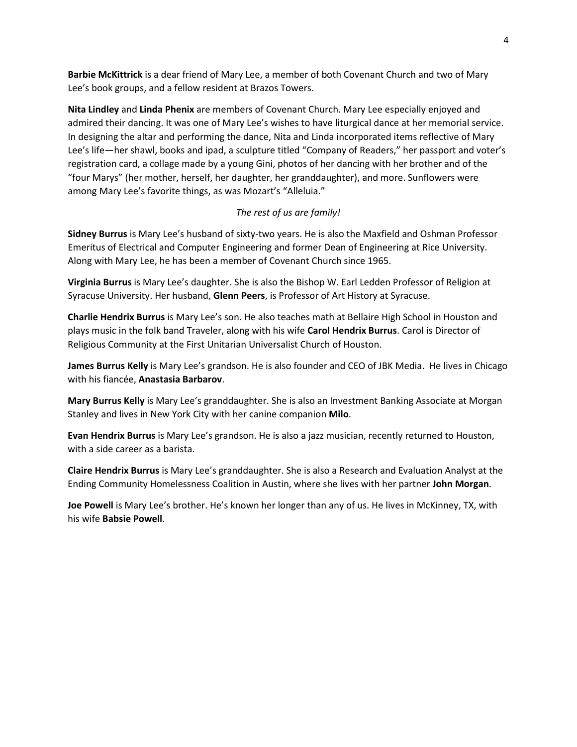**Barbie McKittrick** is a dear friend of Mary Lee, a member of both Covenant Church and two of Mary Lee's book groups, and a fellow resident at Brazos Towers.

**Nita Lindley** and **Linda Phenix** are members of Covenant Church. Mary Lee especially enjoyed and admired their dancing. It was one of Mary Lee's wishes to have liturgical dance at her memorial service. In designing the altar and performing the dance, Nita and Linda incorporated items reflective of Mary Lee's life—her shawl, books and ipad, a sculpture titled "Company of Readers," her passport and voter's registration card, a collage made by a young Gini, photos of her dancing with her brother and of the "four Marys" (her mother, herself, her daughter, her granddaughter), and more. Sunflowers were among Mary Lee's favorite things, as was Mozart's "Alleluia."

*The rest of us are family!*

**Sidney Burrus** is Mary Lee's husband of sixty-two years. He is also the Maxfield and Oshman Professor Emeritus of Electrical and Computer Engineering and former Dean of Engineering at Rice University. Along with Mary Lee, he has been a member of Covenant Church since 1965.

**Virginia Burrus** is Mary Lee's daughter. She is also the Bishop W. Earl Ledden Professor of Religion at Syracuse University. Her husband, **Glenn Peers**, is Professor of Art History at Syracuse.

**Charlie Hendrix Burrus** is Mary Lee's son. He also teaches math at Bellaire High School in Houston and plays music in the folk band Traveler, along with his wife **Carol Hendrix Burrus**. Carol is Director of Religious Community at the First Unitarian Universalist Church of Houston.

**James Burrus Kelly** is Mary Lee's grandson. He is also founder and CEO of JBK Media. He lives in Chicago with his fiancée, **Anastasia Barbarov**.

**Mary Burrus Kelly** is Mary Lee's granddaughter. She is also an Investment Banking Associate at Morgan Stanley and lives in New York City with her canine companion **Milo**.

**Evan Hendrix Burrus** is Mary Lee's grandson. He is also a jazz musician, recently returned to Houston, with a side career as a barista.

**Claire Hendrix Burrus** is Mary Lee's granddaughter. She is also a Research and Evaluation Analyst at the Ending Community Homelessness Coalition in Austin, where she lives with her partner **John Morgan**.

**Joe Powell** is Mary Lee's brother. He's known her longer than any of us. He lives in McKinney, TX, with his wife **Babsie Powell**.